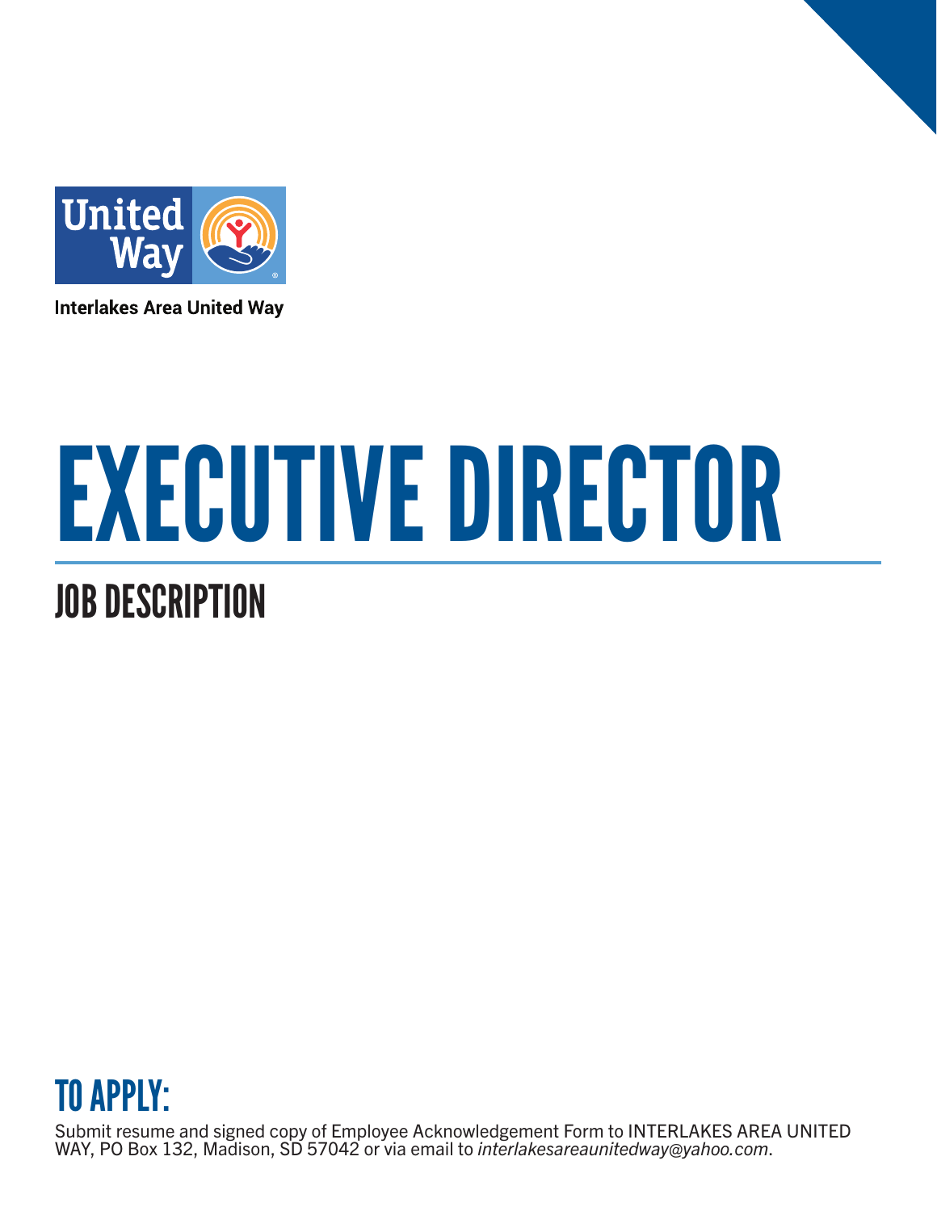Interlakes Area United Way

# EXECUTIVE DIRECTOR

## JOB DESCRIPTION

## TO APPLY:

Submit resume and signed copy of Employee Acknowledgement Form to INTERLAKES AREA UNITED WAY, PO Box 132, Madison, SD 57042 or via email to *interlakesareaunitedway@yahoo.com*.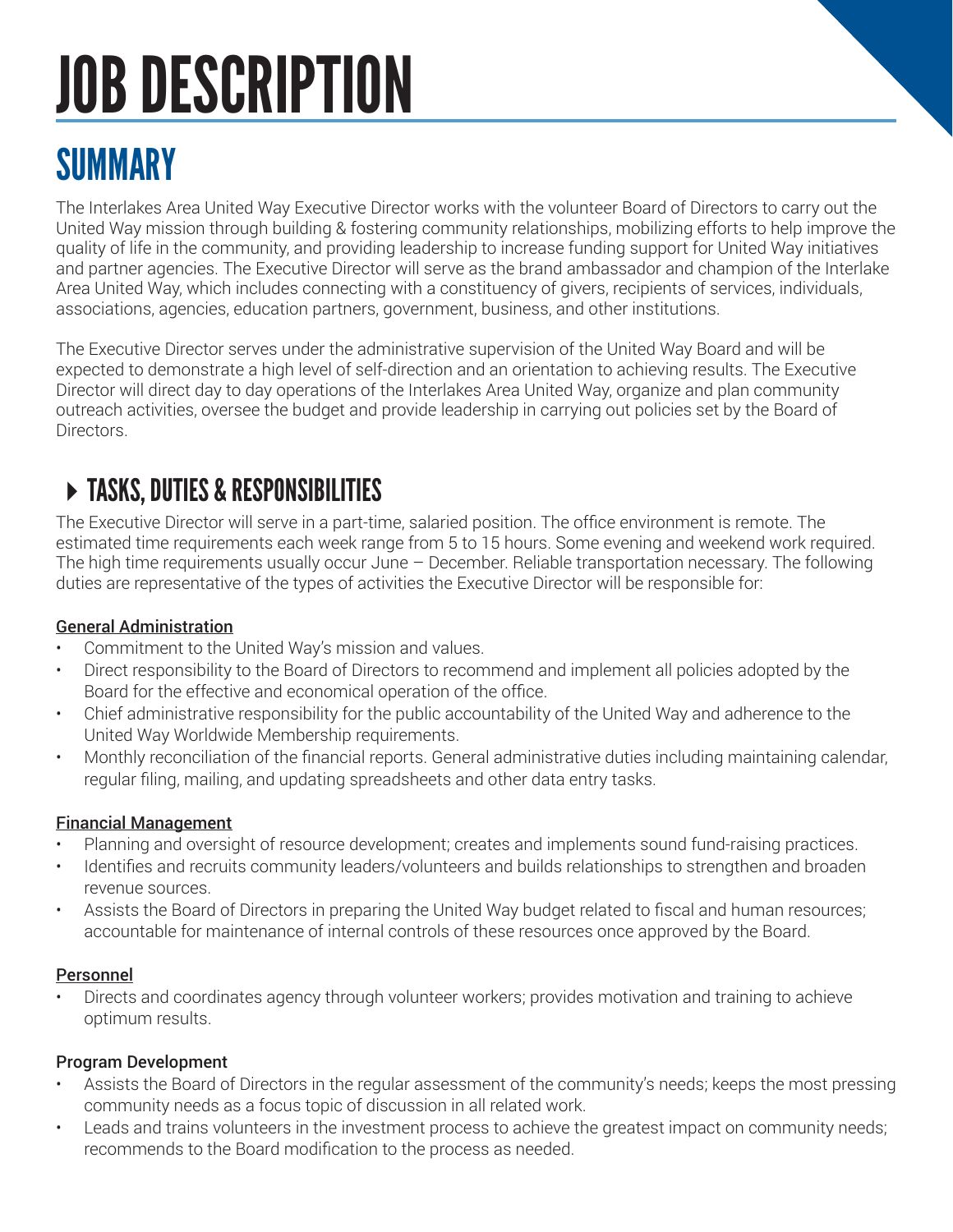# JOB DESCRIPTION

## SUMMARY

The Interlakes Area United Way Executive Director works with the volunteer Board of Directors to carry out the United Way mission through building & fostering community relationships, mobilizing efforts to help improve the quality of life in the community, and providing leadership to increase funding support for United Way initiatives and partner agencies. The Executive Director will serve as the brand ambassador and champion of the Interlake Area United Way, which includes connecting with a constituency of givers, recipients of services, individuals, associations, agencies, education partners, government, business, and other institutions.

The Executive Director serves under the administrative supervision of the United Way Board and will be expected to demonstrate a high level of self-direction and an orientation to achieving results. The Executive Director will direct day to day operations of the Interlakes Area United Way, organize and plan community outreach activities, oversee the budget and provide leadership in carrying out policies set by the Board of Directors.

## TASKS, DUTIES & RESPONSIBILITIES

The Executive Director will serve in a part-time, salaried position. The office environment is remote. The estimated time requirements each week range from 5 to 15 hours. Some evening and weekend work required. The high time requirements usually occur June – December. Reliable transportation necessary. The following duties are representative of the types of activities the Executive Director will be responsible for:

**General Administration**

- Commitment to the United Way's mission and values.
- Direct responsibility to the Board of Directors to recommend and implement all policies adopted by the Board for the effective and economical operation of the office.
- Chief administrative responsibility for the public accountability of the United Way and adherence to the United Way Worldwide Membership requirements.
- Monthly reconciliation of the financial reports. General administrative duties including maintaining calendar, regular filing, mailing, and updating spreadsheets and other data entry tasks.

**Financial Management**

- Planning and oversight of resource development; creates and implements sound fund-raising practices.
- Identifies and recruits community leaders/volunteers and builds relationships to strengthen and broaden revenue sources.
- Assists the Board of Directors in preparing the United Way budget related to fiscal and human resources; accountable for maintenance of internal controls of these resources once approved by the Board.

**Personnel**

- Directs and coordinates agency through volunteer workers; provides motivation and training to achieve optimum results.

**Program Development**

- Assists the Board of Directors in the regular assessment of the community's needs; keeps the most pressing community needs as a focus topic of discussion in all related work.
- Leads and trains volunteers in the investment process to achieve the greatest impact on community needs; recommends to the Board modification to the process as needed.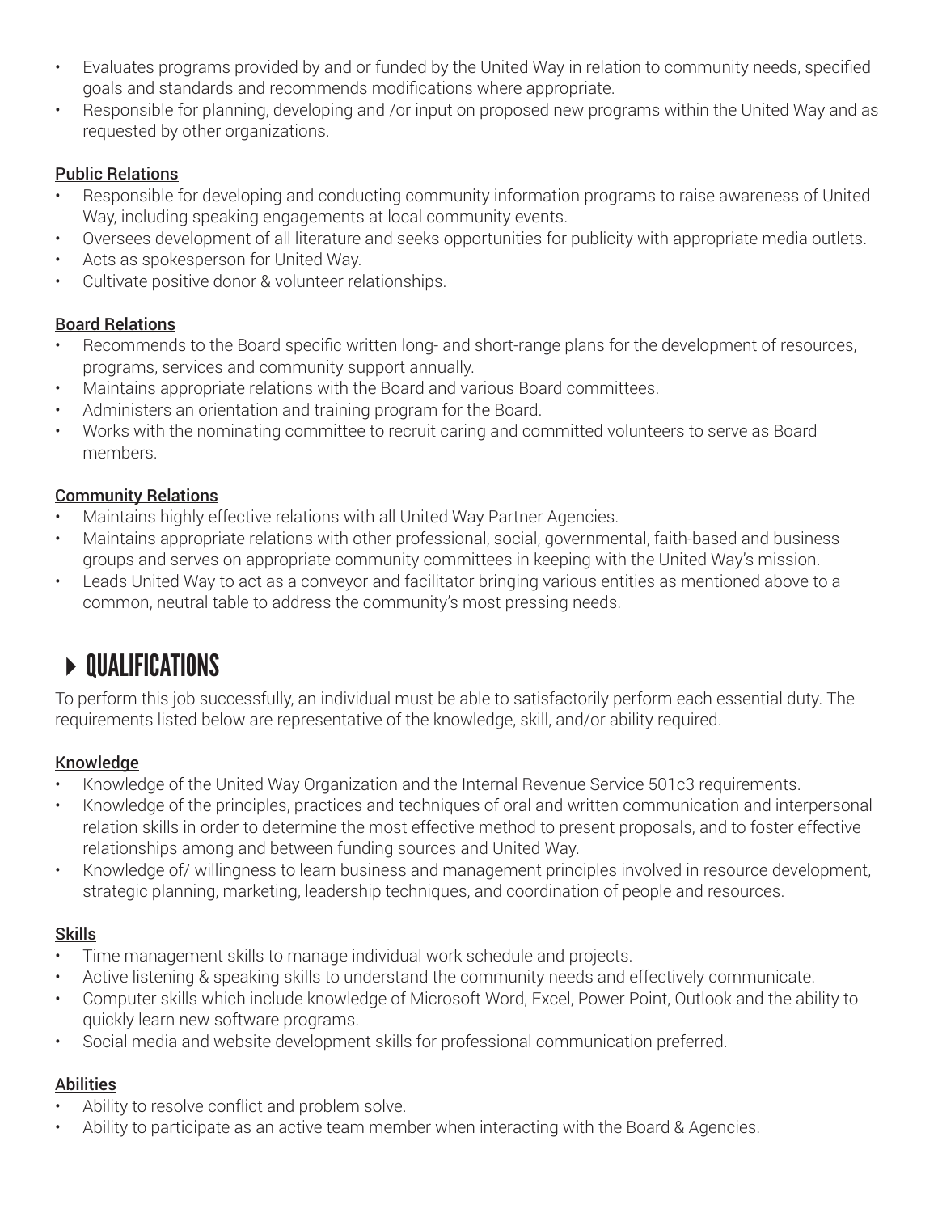- Evaluates programs provided by and or funded by the United Way in relation to community needs, specified goals and standards and recommends modifications where appropriate.
- Responsible for planning, developing and /or input on proposed new programs within the United Way and as requested by other organizations.

**Public Relations**

- Responsible for developing and conducting community information programs to raise awareness of United Way, including speaking engagements at local community events.
- Oversees development of all literature and seeks opportunities for publicity with appropriate media outlets.
- Acts as spokesperson for United Way.
- Cultivate positive donor & volunteer relationships.

**Board Relations**

- Recommends to the Board specific written long- and short-range plans for the development of resources, programs, services and community support annually.
- Maintains appropriate relations with the Board and various Board committees.
- Administers an orientation and training program for the Board.
- Works with the nominating committee to recruit caring and committed volunteers to serve as Board members.

**Community Relations**

- Maintains highly effective relations with all United Way Partner Agencies.
- Maintains appropriate relations with other professional, social, governmental, faith-based and business groups and serves on appropriate community committees in keeping with the United Way's mission.
- Leads United Way to act as a conveyor and facilitator bringing various entities as mentioned above to a common, neutral table to address the community's most pressing needs.

## QUALIFICATIONS

To perform this job successfully, an individual must be able to satisfactorily perform each essential duty. The requirements listed below are representative of the knowledge, skill, and/or ability required.

**Knowledge**

- Knowledge of the United Way Organization and the Internal Revenue Service 501c3 requirements.
- Knowledge of the principles, practices and techniques of oral and written communication and interpersonal relation skills in order to determine the most effective method to present proposals, and to foster effective relationships among and between funding sources and United Way.
- Knowledge of/ willingness to learn business and management principles involved in resource development, strategic planning, marketing, leadership techniques, and coordination of people and resources.

**Skills**

- Time management skills to manage individual work schedule and projects.
- Active listening & speaking skills to understand the community needs and effectively communicate.
- Computer skills which include knowledge of Microsoft Word, Excel, Power Point, Outlook and the ability to quickly learn new software programs.
- Social media and website development skills for professional communication preferred.

**Abilities**

- Ability to resolve conflict and problem solve.
- Ability to participate as an active team member when interacting with the Board & Agencies.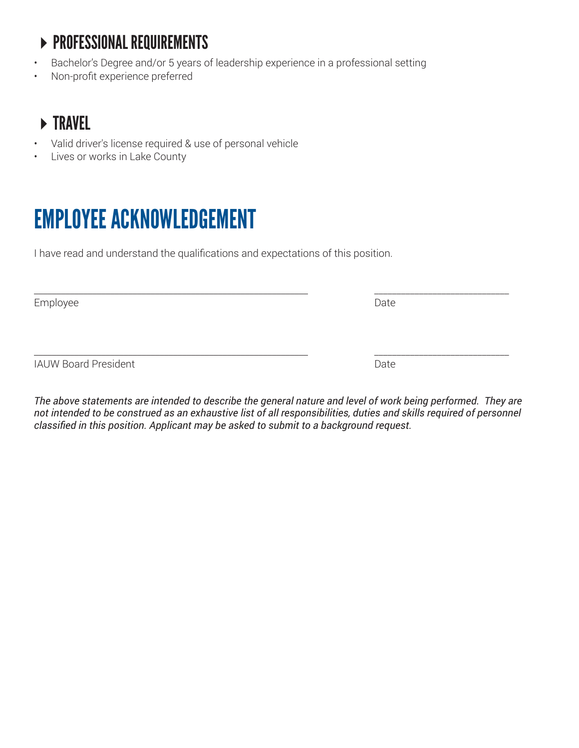### PROFESSIONAL REQUIREMENTS

- Bachelor's Degree and/or 5 years of leadership experience in a professional setting
- Non-profit experience preferred

### TRAVEL

- Valid driver's license required & use of personal vehicle
- Lives or works in Lake County

## EMPLOYEE ACKNOWLEDGEMENT

I have read and understand the qualifications and expectations of this position.

_______________________________________________ _______________________

Employee Date

_______________________________________________ _______________________

IAUW Board President Date

*The above statements are intended to describe the general nature and level of work being performed. They are not intended to be construed as an exhaustive list of all responsibilities, duties and skills required of personnel classified in this position. Applicant may be asked to submit to a background request.*